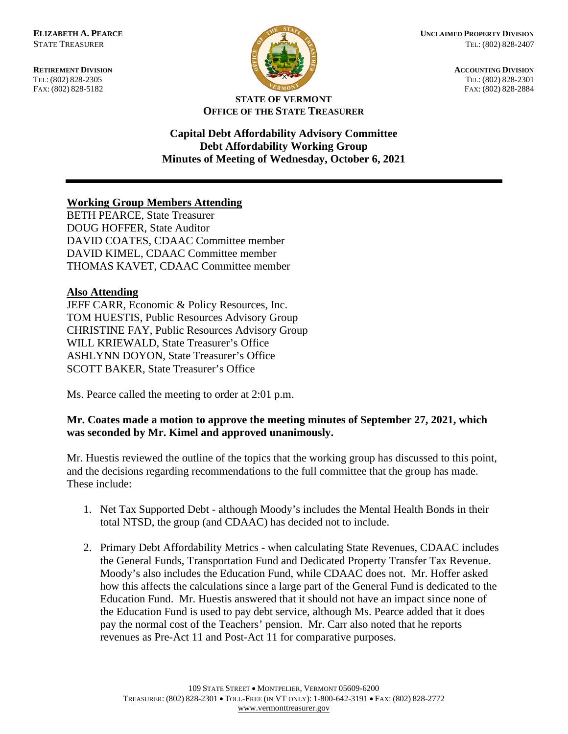**ELIZABETH A. PEARCE**
STATE TREASURER

**RETIREMENT DIVISION**
TEL: (802) 828-2305
FAX: (802) 828-5182

**UNCLAIMED PROPERTY DIVISION**
TEL: (802) 828-2407

**ACCOUNTING DIVISION**
TEL: (802) 828-2301
FAX: (802) 828-2884

**STATE OF VERMONT**
**OFFICE OF THE STATE TREASURER**

# Capital Debt Affordability Advisory Committee
## Debt Affordability Working Group
## Minutes of Meeting of Wednesday, October 6, 2021

---

**Working Group Members Attending**

BETH PEARCE, State Treasurer
DOUG HOFFER, State Auditor
DAVID COATES, CDAAC Committee member
DAVID KIMEL, CDAAC Committee member
THOMAS KAVET, CDAAC Committee member

**Also Attending**

JEFF CARR, Economic & Policy Resources, Inc.
TOM HUESTIS, Public Resources Advisory Group
CHRISTINE FAY, Public Resources Advisory Group
WILL KRIEWALD, State Treasurer's Office
ASHLYNN DOYON, State Treasurer's Office
SCOTT BAKER, State Treasurer's Office

Ms. Pearce called the meeting to order at 2:01 p.m.

**Mr. Coates made a motion to approve the meeting minutes of September 27, 2021, which was seconded by Mr. Kimel and approved unanimously.**

Mr. Huestis reviewed the outline of the topics that the working group has discussed to this point, and the decisions regarding recommendations to the full committee that the group has made. These include:

1. Net Tax Supported Debt - although Moody's includes the Mental Health Bonds in their total NTSD, the group (and CDAAC) has decided not to include.
2. Primary Debt Affordability Metrics - when calculating State Revenues, CDAAC includes the General Funds, Transportation Fund and Dedicated Property Transfer Tax Revenue. Moody's also includes the Education Fund, while CDAAC does not. Mr. Hoffer asked how this affects the calculations since a large part of the General Fund is dedicated to the Education Fund. Mr. Huestis answered that it should not have an impact since none of the Education Fund is used to pay debt service, although Ms. Pearce added that it does pay the normal cost of the Teachers' pension. Mr. Carr also noted that he reports revenues as Pre-Act 11 and Post-Act 11 for comparative purposes.

109 STATE STREET • MONTPELIER, VERMONT 05609-6200
TREASURER: (802) 828-2301 • TOLL-FREE (IN VT ONLY): 1-800-642-3191 • FAX: (802) 828-2772
www.vermonttreasurer.gov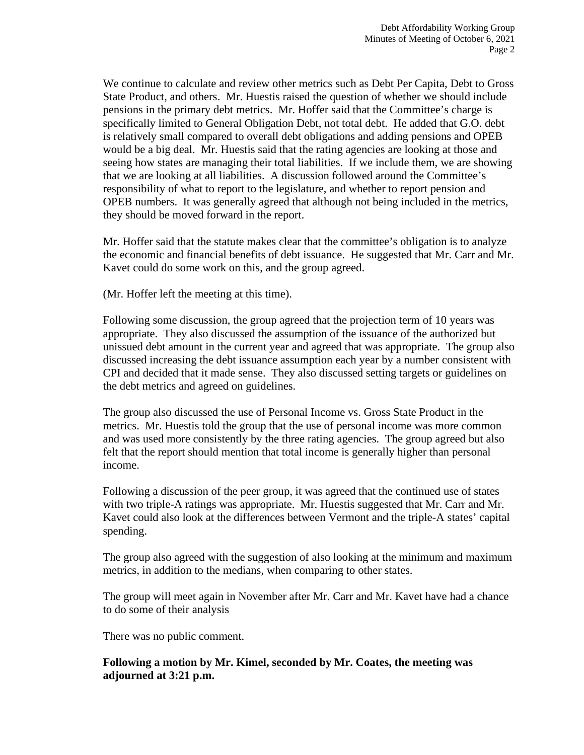We continue to calculate and review other metrics such as Debt Per Capita, Debt to Gross State Product, and others. Mr. Huestis raised the question of whether we should include pensions in the primary debt metrics. Mr. Hoffer said that the Committee's charge is specifically limited to General Obligation Debt, not total debt. He added that G.O. debt is relatively small compared to overall debt obligations and adding pensions and OPEB would be a big deal. Mr. Huestis said that the rating agencies are looking at those and seeing how states are managing their total liabilities. If we include them, we are showing that we are looking at all liabilities. A discussion followed around the Committee's responsibility of what to report to the legislature, and whether to report pension and OPEB numbers. It was generally agreed that although not being included in the metrics, they should be moved forward in the report.

Mr. Hoffer said that the statute makes clear that the committee's obligation is to analyze the economic and financial benefits of debt issuance. He suggested that Mr. Carr and Mr. Kavet could do some work on this, and the group agreed.

(Mr. Hoffer left the meeting at this time).

Following some discussion, the group agreed that the projection term of 10 years was appropriate. They also discussed the assumption of the issuance of the authorized but unissued debt amount in the current year and agreed that was appropriate. The group also discussed increasing the debt issuance assumption each year by a number consistent with CPI and decided that it made sense. They also discussed setting targets or guidelines on the debt metrics and agreed on guidelines.

The group also discussed the use of Personal Income vs. Gross State Product in the metrics. Mr. Huestis told the group that the use of personal income was more common and was used more consistently by the three rating agencies. The group agreed but also felt that the report should mention that total income is generally higher than personal income.

Following a discussion of the peer group, it was agreed that the continued use of states with two triple-A ratings was appropriate. Mr. Huestis suggested that Mr. Carr and Mr. Kavet could also look at the differences between Vermont and the triple-A states' capital spending.

The group also agreed with the suggestion of also looking at the minimum and maximum metrics, in addition to the medians, when comparing to other states.

The group will meet again in November after Mr. Carr and Mr. Kavet have had a chance to do some of their analysis

There was no public comment.

**Following a motion by Mr. Kimel, seconded by Mr. Coates, the meeting was adjourned at 3:21 p.m.**